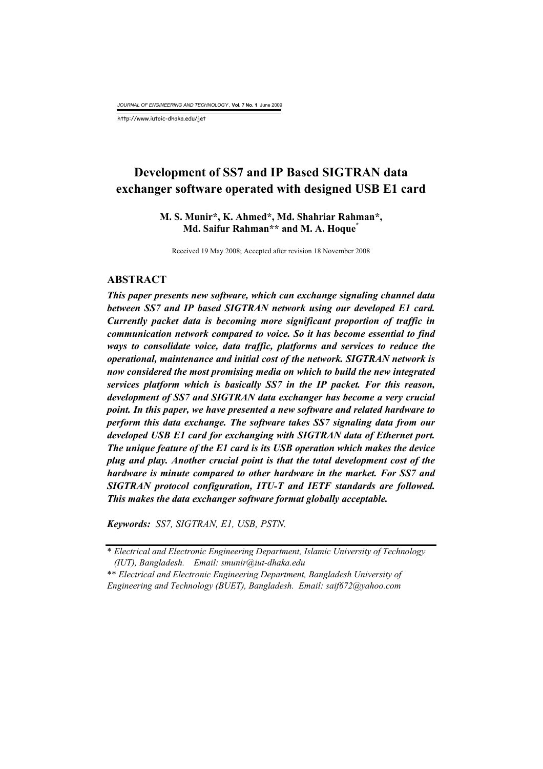# Development of SS7 and IP Based SIGTRAN data exchanger software operated with designed USB E1 card

**M. S. Munir*, K. Ahmed*, Md. Shahriar Rahman*, Md. Saifur Rahman** and M. A. Hoque***

Received 19 May 2008; Accepted after revision 18 November 2008

## ABSTRACT

***This paper presents new software, which can exchange signaling channel data between SS7 and IP based SIGTRAN network using our developed E1 card. Currently packet data is becoming more significant proportion of traffic in communication network compared to voice. So it has become essential to find ways to consolidate voice, data traffic, platforms and services to reduce the operational, maintenance and initial cost of the network. SIGTRAN network is now considered the most promising media on which to build the new integrated services platform which is basically SS7 in the IP packet. For this reason, development of SS7 and SIGTRAN data exchanger has become a very crucial point. In this paper, we have presented a new software and related hardware to perform this data exchange. The software takes SS7 signaling data from our developed USB E1 card for exchanging with SIGTRAN data of Ethernet port. The unique feature of the E1 card is its USB operation which makes the device plug and play. Another crucial point is that the total development cost of the hardware is minute compared to other hardware in the market. For SS7 and SIGTRAN protocol configuration, ITU-T and IETF standards are followed. This makes the data exchanger software format globally acceptable.***

***Keywords:*** *SS7, SIGTRAN, E1, USB, PSTN.*

---

\* *Electrical and Electronic Engineering Department, Islamic University of Technology (IUT), Bangladesh. Email: smunir@iut-dhaka.edu*

\*\* *Electrical and Electronic Engineering Department, Bangladesh University of Engineering and Technology (BUET), Bangladesh. Email: saif672@yahoo.com*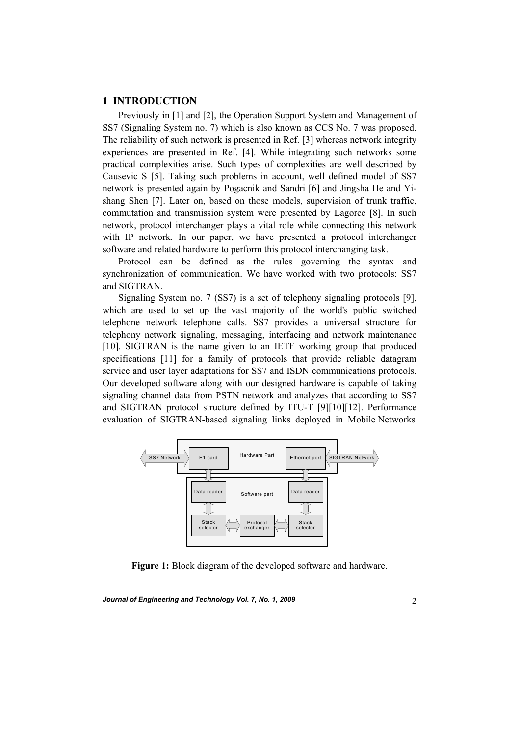## 1 INTRODUCTION

Previously in [1] and [2], the Operation Support System and Management of SS7 (Signaling System no. 7) which is also known as CCS No. 7 was proposed. The reliability of such network is presented in Ref. [3] whereas network integrity experiences are presented in Ref. [4]. While integrating such networks some practical complexities arise. Such types of complexities are well described by Causevic S [5]. Taking such problems in account, well defined model of SS7 network is presented again by Pogacnik and Sandri [6] and Jingsha He and Yi-shang Shen [7]. Later on, based on those models, supervision of trunk traffic, commutation and transmission system were presented by Lagorce [8]. In such network, protocol interchanger plays a vital role while connecting this network with IP network. In our paper, we have presented a protocol interchanger software and related hardware to perform this protocol interchanging task.

Protocol can be defined as the rules governing the syntax and synchronization of communication. We have worked with two protocols: SS7 and SIGTRAN.

Signaling System no. 7 (SS7) is a set of telephony signaling protocols [9], which are used to set up the vast majority of the world's public switched telephone network telephone calls. SS7 provides a universal structure for telephony network signaling, messaging, interfacing and network maintenance [10]. SIGTRAN is the name given to an IETF working group that produced specifications [11] for a family of protocols that provide reliable datagram service and user layer adaptations for SS7 and ISDN communications protocols. Our developed software along with our designed hardware is capable of taking signaling channel data from PSTN network and analyzes that according to SS7 and SIGTRAN protocol structure defined by ITU-T [9][10][12]. Performance evaluation of SIGTRAN-based signaling links deployed in Mobile Networks

SS7 Network | E1 card | Hardware Part | Ethernet port | SIGTRAN Network

Data reader | Software part | Data reader

Stack selector | Protocol exchanger | Stack selector

**Figure 1:** Block diagram of the developed software and hardware.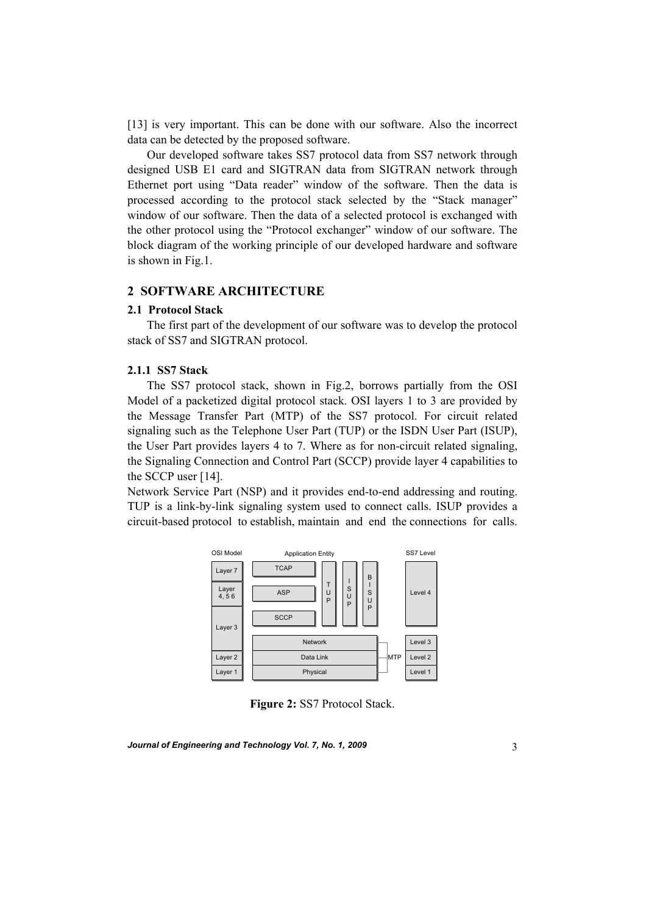[13] is very important. This can be done with our software. Also the incorrect data can be detected by the proposed software.

Our developed software takes SS7 protocol data from SS7 network through designed USB E1 card and SIGTRAN data from SIGTRAN network through Ethernet port using "Data reader" window of the software. Then the data is processed according to the protocol stack selected by the "Stack manager" window of our software. Then the data of a selected protocol is exchanged with the other protocol using the "Protocol exchanger" window of our software. The block diagram of the working principle of our developed hardware and software is shown in Fig.1.

## 2 SOFTWARE ARCHITECTURE

### 2.1 Protocol Stack

The first part of the development of our software was to develop the protocol stack of SS7 and SIGTRAN protocol.

#### 2.1.1 SS7 Stack

The SS7 protocol stack, shown in Fig.2, borrows partially from the OSI Model of a packetized digital protocol stack. OSI layers 1 to 3 are provided by the Message Transfer Part (MTP) of the SS7 protocol. For circuit related signaling such as the Telephone User Part (TUP) or the ISDN User Part (ISUP), the User Part provides layers 4 to 7. Where as for non-circuit related signaling, the Signaling Connection and Control Part (SCCP) provide layer 4 capabilities to the SCCP user [14].

Network Service Part (NSP) and it provides end-to-end addressing and routing. TUP is a link-by-link signaling system used to connect calls. ISUP provides a circuit-based protocol to establish, maintain and end the connections for calls.

| OSI Model | Application Entity | | | | | SS7 Level |
|---|---|---|---|---|---|---|
| Layer 7 | TCAP | TUP | ISUP | BISUP | | Level 4 |
| Layer 4, 5 6 | ASP | | | | | |
| Layer 3 | SCCP | | | | | |
| | Network | | | | MTP | Level 3 |
| Layer 2 | Data Link | | | | | Level 2 |
| Layer 1 | Physical | | | | | Level 1 |

**Figure 2:** SS7 Protocol Stack.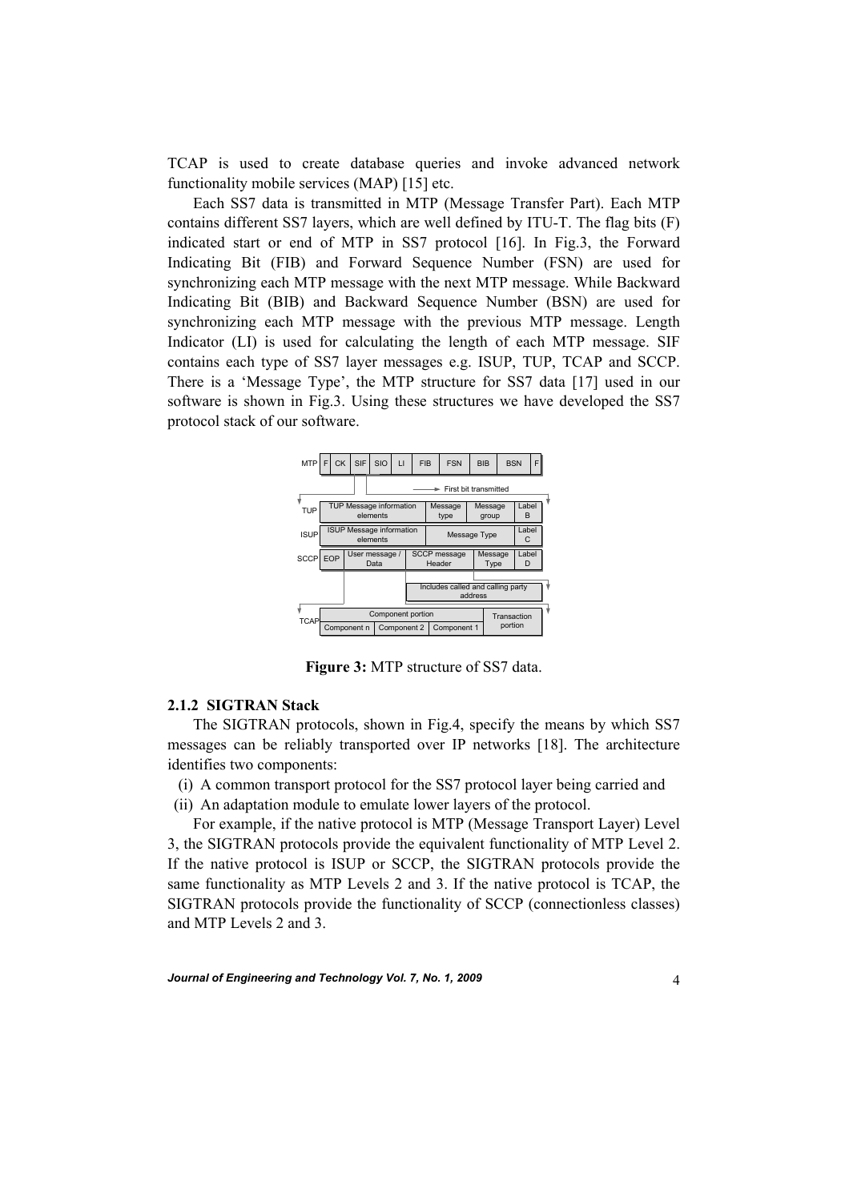TCAP is used to create database queries and invoke advanced network functionality mobile services (MAP) [15] etc.

Each SS7 data is transmitted in MTP (Message Transfer Part). Each MTP contains different SS7 layers, which are well defined by ITU-T. The flag bits (F) indicated start or end of MTP in SS7 protocol [16]. In Fig.3, the Forward Indicating Bit (FIB) and Forward Sequence Number (FSN) are used for synchronizing each MTP message with the next MTP message. While Backward Indicating Bit (BIB) and Backward Sequence Number (BSN) are used for synchronizing each MTP message with the previous MTP message. Length Indicator (LI) is used for calculating the length of each MTP message. SIF contains each type of SS7 layer messages e.g. ISUP, TUP, TCAP and SCCP. There is a 'Message Type', the MTP structure for SS7 data [17] used in our software is shown in Fig.3. Using these structures we have developed the SS7 protocol stack of our software.

**Figure 3:** MTP structure of SS7 data.

### 2.1.2 SIGTRAN Stack

The SIGTRAN protocols, shown in Fig.4, specify the means by which SS7 messages can be reliably transported over IP networks [18]. The architecture identifies two components:

(i) A common transport protocol for the SS7 protocol layer being carried and
(ii) An adaptation module to emulate lower layers of the protocol.

For example, if the native protocol is MTP (Message Transport Layer) Level 3, the SIGTRAN protocols provide the equivalent functionality of MTP Level 2. If the native protocol is ISUP or SCCP, the SIGTRAN protocols provide the same functionality as MTP Levels 2 and 3. If the native protocol is TCAP, the SIGTRAN protocols provide the functionality of SCCP (connectionless classes) and MTP Levels 2 and 3.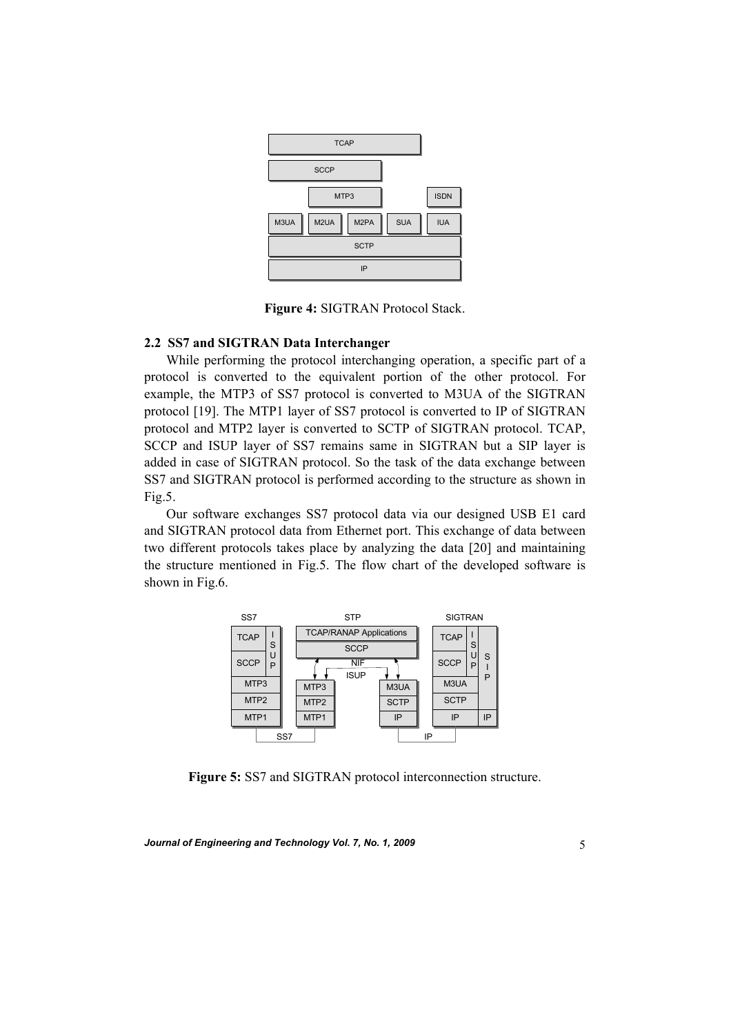**Figure 4:** SIGTRAN Protocol Stack.

### 2.2 SS7 and SIGTRAN Data Interchanger

While performing the protocol interchanging operation, a specific part of a protocol is converted to the equivalent portion of the other protocol. For example, the MTP3 of SS7 protocol is converted to M3UA of the SIGTRAN protocol [19]. The MTP1 layer of SS7 protocol is converted to IP of SIGTRAN protocol and MTP2 layer is converted to SCTP of SIGTRAN protocol. TCAP, SCCP and ISUP layer of SS7 remains same in SIGTRAN but a SIP layer is added in case of SIGTRAN protocol. So the task of the data exchange between SS7 and SIGTRAN protocol is performed according to the structure as shown in Fig.5.

Our software exchanges SS7 protocol data via our designed USB E1 card and SIGTRAN protocol data from Ethernet port. This exchange of data between two different protocols takes place by analyzing the data [20] and maintaining the structure mentioned in Fig.5. The flow chart of the developed software is shown in Fig.6.

**Figure 5:** SS7 and SIGTRAN protocol interconnection structure.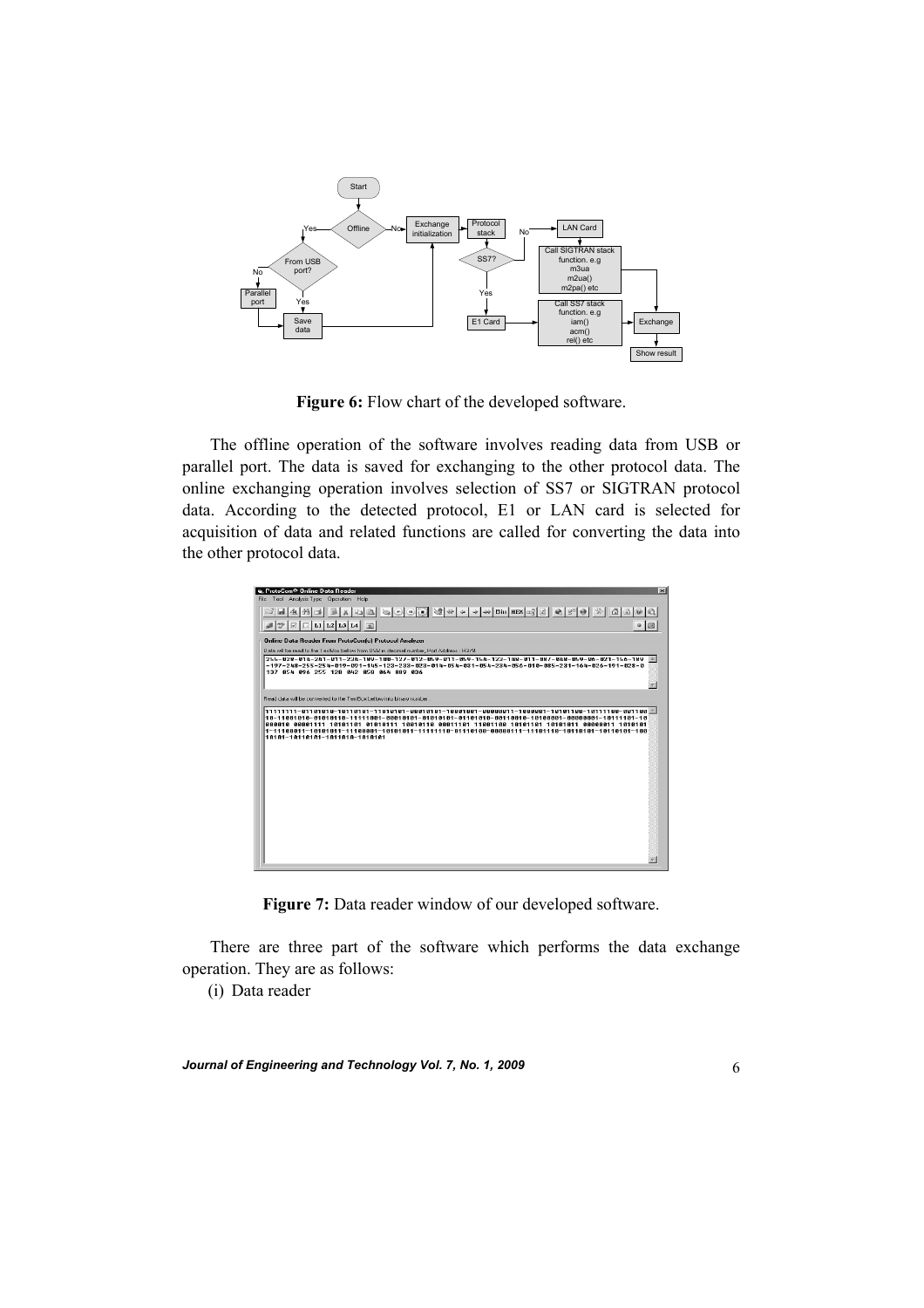**Figure 6:** Flow chart of the developed software.

The offline operation of the software involves reading data from USB or parallel port. The data is saved for exchanging to the other protocol data. The online exchanging operation involves selection of SS7 or SIGTRAN protocol data. According to the detected protocol, E1 or LAN card is selected for acquisition of data and related functions are called for converting the data into the other protocol data.

**Figure 7:** Data reader window of our developed software.

There are three part of the software which performs the data exchange operation. They are as follows:

(i) Data reader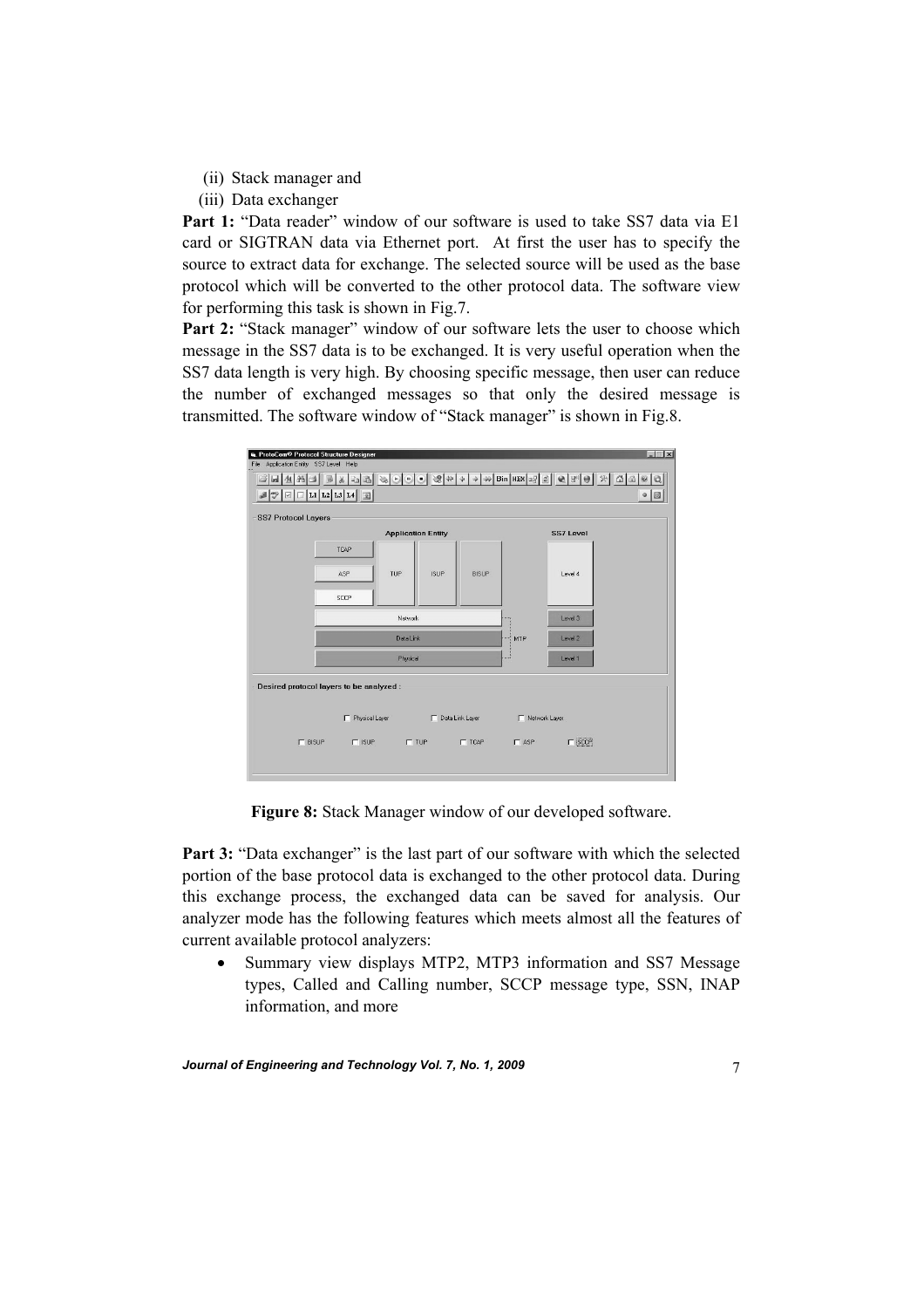(ii) Stack manager and

(iii) Data exchanger

**Part 1:** "Data reader" window of our software is used to take SS7 data via E1 card or SIGTRAN data via Ethernet port. At first the user has to specify the source to extract data for exchange. The selected source will be used as the base protocol which will be converted to the other protocol data. The software view for performing this task is shown in Fig.7.

**Part 2:** "Stack manager" window of our software lets the user to choose which message in the SS7 data is to be exchanged. It is very useful operation when the SS7 data length is very high. By choosing specific message, then user can reduce the number of exchanged messages so that only the desired message is transmitted. The software window of "Stack manager" is shown in Fig.8.

**Figure 8:** Stack Manager window of our developed software.

**Part 3:** "Data exchanger" is the last part of our software with which the selected portion of the base protocol data is exchanged to the other protocol data. During this exchange process, the exchanged data can be saved for analysis. Our analyzer mode has the following features which meets almost all the features of current available protocol analyzers:

- Summary view displays MTP2, MTP3 information and SS7 Message types, Called and Calling number, SCCP message type, SSN, INAP information, and more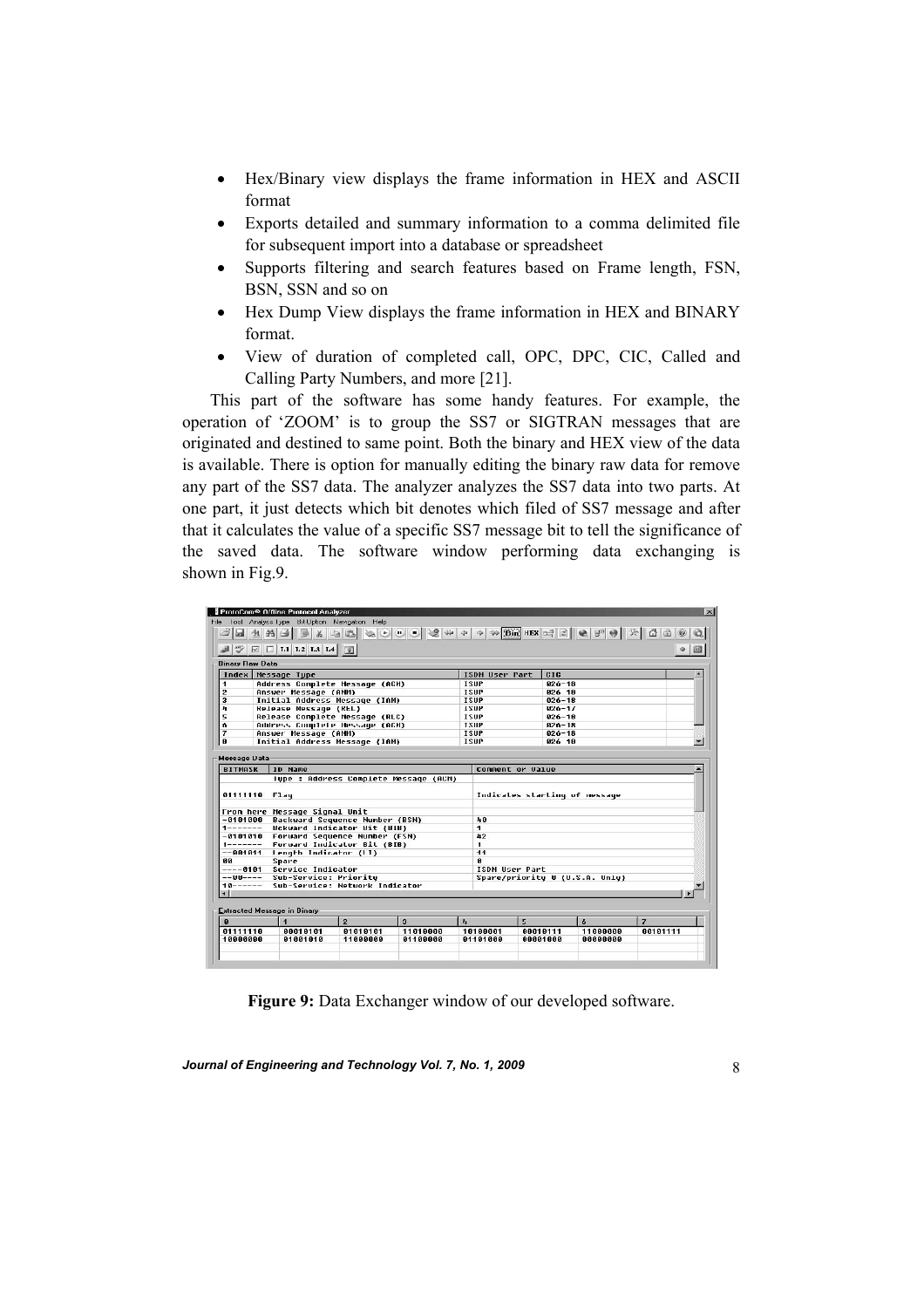- Hex/Binary view displays the frame information in HEX and ASCII format
- Exports detailed and summary information to a comma delimited file for subsequent import into a database or spreadsheet
- Supports filtering and search features based on Frame length, FSN, BSN, SSN and so on
- Hex Dump View displays the frame information in HEX and BINARY format.
- View of duration of completed call, OPC, DPC, CIC, Called and Calling Party Numbers, and more [21].

This part of the software has some handy features. For example, the operation of 'ZOOM' is to group the SS7 or SIGTRAN messages that are originated and destined to same point. Both the binary and HEX view of the data is available. There is option for manually editing the binary raw data for remove any part of the SS7 data. The analyzer analyzes the SS7 data into two parts. At one part, it just detects which bit denotes which filed of SS7 message and after that it calculates the value of a specific SS7 message bit to tell the significance of the saved data. The software window performing data exchanging is shown in Fig.9.

**Figure 9:** Data Exchanger window of our developed software.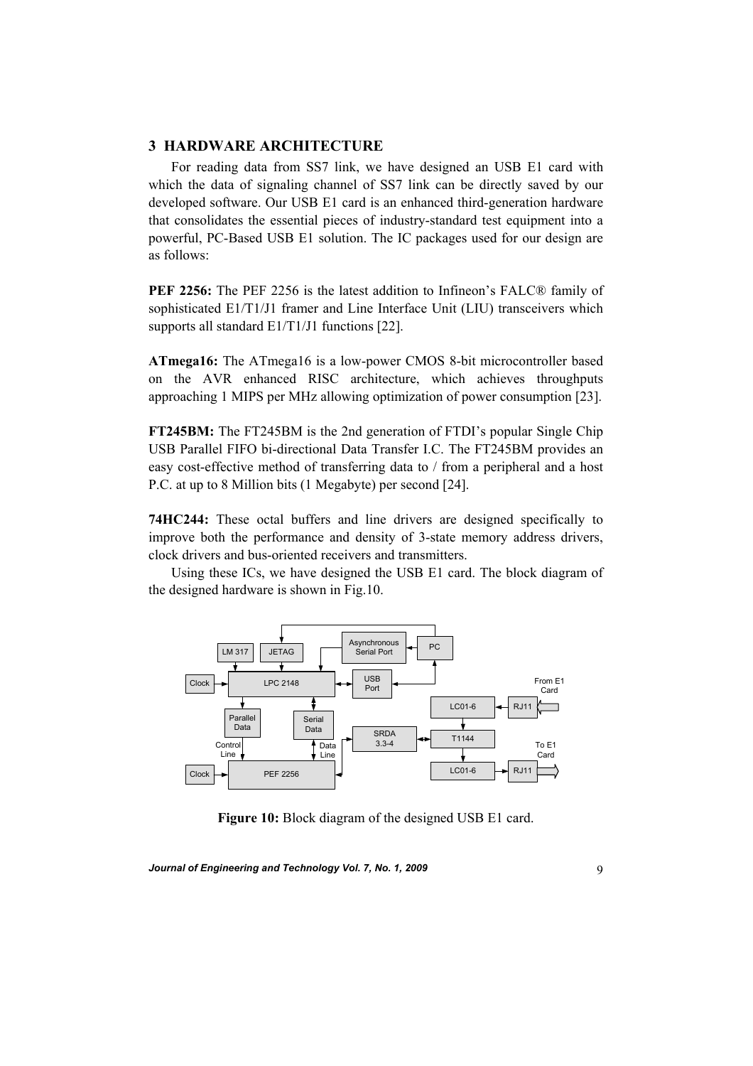## 3 HARDWARE ARCHITECTURE

For reading data from SS7 link, we have designed an USB E1 card with which the data of signaling channel of SS7 link can be directly saved by our developed software. Our USB E1 card is an enhanced third-generation hardware that consolidates the essential pieces of industry-standard test equipment into a powerful, PC-Based USB E1 solution. The IC packages used for our design are as follows:

**PEF 2256:** The PEF 2256 is the latest addition to Infineon's FALC® family of sophisticated E1/T1/J1 framer and Line Interface Unit (LIU) transceivers which supports all standard E1/T1/J1 functions [22].

**ATmega16:** The ATmega16 is a low-power CMOS 8-bit microcontroller based on the AVR enhanced RISC architecture, which achieves throughputs approaching 1 MIPS per MHz allowing optimization of power consumption [23].

**FT245BM:** The FT245BM is the 2nd generation of FTDI's popular Single Chip USB Parallel FIFO bi-directional Data Transfer I.C. The FT245BM provides an easy cost-effective method of transferring data to / from a peripheral and a host P.C. at up to 8 Million bits (1 Megabyte) per second [24].

**74HC244:** These octal buffers and line drivers are designed specifically to improve both the performance and density of 3-state memory address drivers, clock drivers and bus-oriented receivers and transmitters.

Using these ICs, we have designed the USB E1 card. The block diagram of the designed hardware is shown in Fig.10.

**Figure 10:** Block diagram of the designed USB E1 card.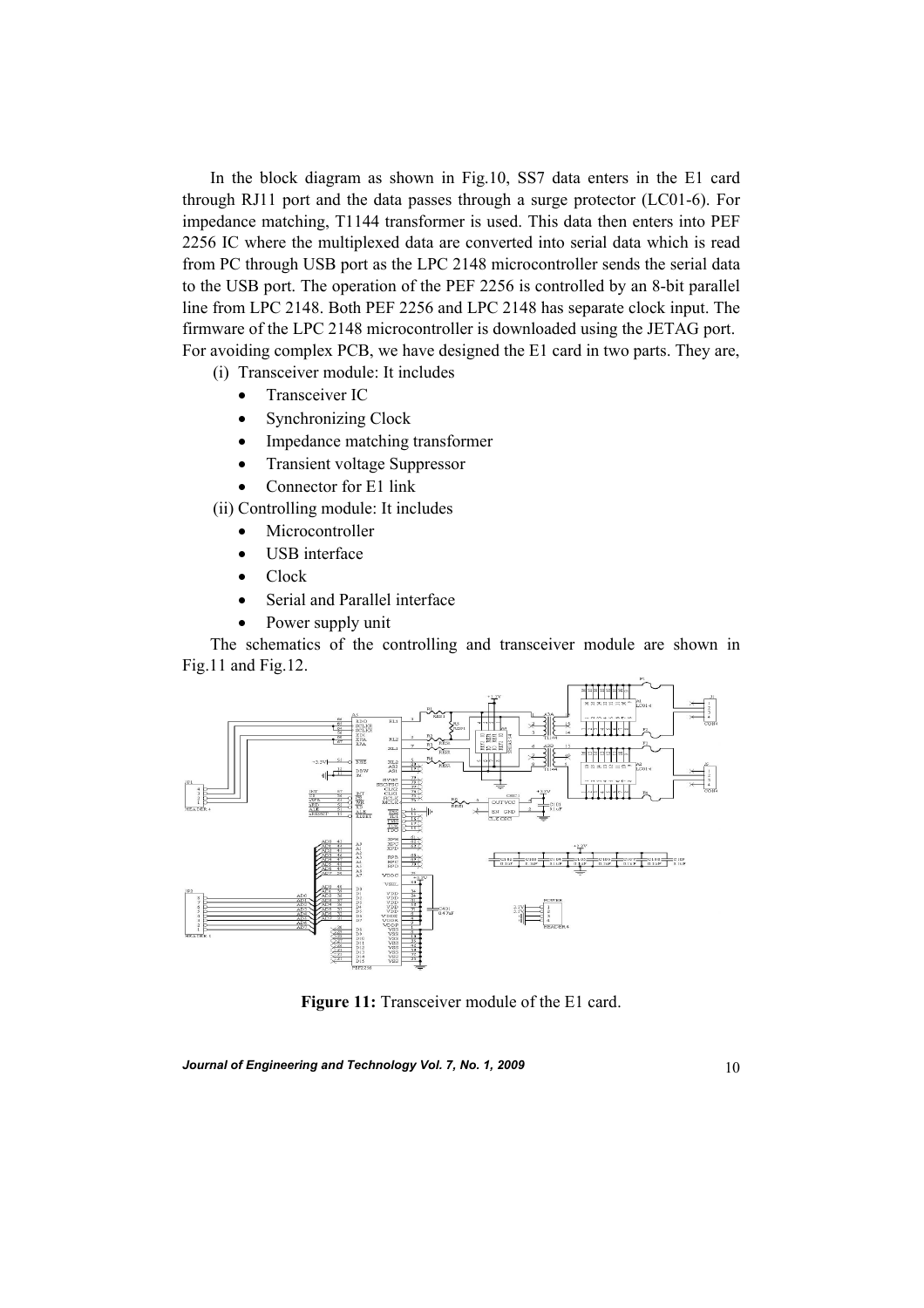In the block diagram as shown in Fig.10, SS7 data enters in the E1 card through RJ11 port and the data passes through a surge protector (LC01-6). For impedance matching, T1144 transformer is used. This data then enters into PEF 2256 IC where the multiplexed data are converted into serial data which is read from PC through USB port as the LPC 2148 microcontroller sends the serial data to the USB port. The operation of the PEF 2256 is controlled by an 8-bit parallel line from LPC 2148. Both PEF 2256 and LPC 2148 has separate clock input. The firmware of the LPC 2148 microcontroller is downloaded using the JETAG port. For avoiding complex PCB, we have designed the E1 card in two parts. They are,

(i) Transceiver module: It includes
- Transceiver IC
- Synchronizing Clock
- Impedance matching transformer
- Transient voltage Suppressor
- Connector for E1 link

(ii) Controlling module: It includes
- Microcontroller
- USB interface
- Clock
- Serial and Parallel interface
- Power supply unit

The schematics of the controlling and transceiver module are shown in Fig.11 and Fig.12.

**Figure 11:** Transceiver module of the E1 card.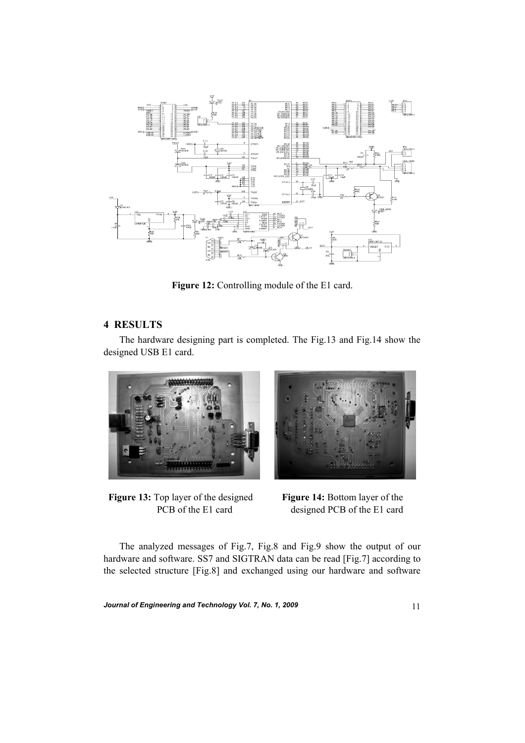**Figure 12:** Controlling module of the E1 card.

## 4 RESULTS

The hardware designing part is completed. The Fig.13 and Fig.14 show the designed USB E1 card.

**Figure 13:** Top layer of the designed PCB of the E1 card

**Figure 14:** Bottom layer of the designed PCB of the E1 card

The analyzed messages of Fig.7, Fig.8 and Fig.9 show the output of our hardware and software. SS7 and SIGTRAN data can be read [Fig.7] according to the selected structure [Fig.8] and exchanged using our hardware and software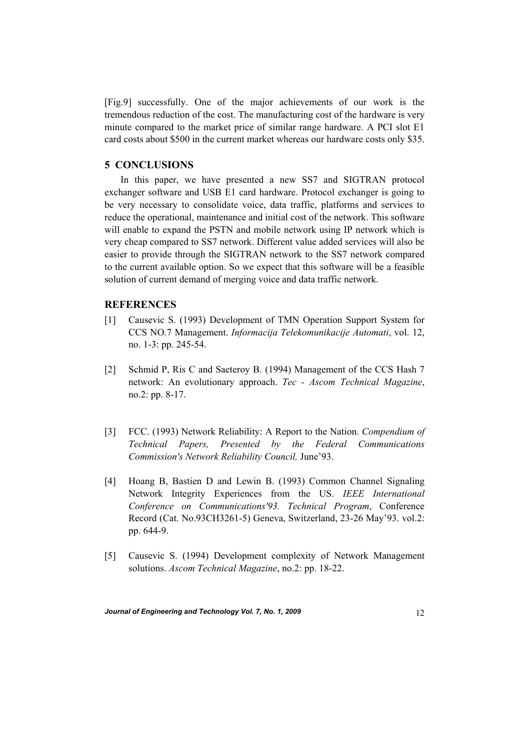[Fig.9] successfully. One of the major achievements of our work is the tremendous reduction of the cost. The manufacturing cost of the hardware is very minute compared to the market price of similar range hardware. A PCI slot E1 card costs about $500 in the current market whereas our hardware costs only $35.

## 5 CONCLUSIONS

In this paper, we have presented a new SS7 and SIGTRAN protocol exchanger software and USB E1 card hardware. Protocol exchanger is going to be very necessary to consolidate voice, data traffic, platforms and services to reduce the operational, maintenance and initial cost of the network. This software will enable to expand the PSTN and mobile network using IP network which is very cheap compared to SS7 network. Different value added services will also be easier to provide through the SIGTRAN network to the SS7 network compared to the current available option. So we expect that this software will be a feasible solution of current demand of merging voice and data traffic network.

## REFERENCES

[1] Causevic S. (1993) Development of TMN Operation Support System for CCS NO.7 Management. *Informacija Telekomunikacije Automati*, vol. 12, no. 1-3: pp. 245-54.

[2] Schmid P, Ris C and Saeteroy B. (1994) Management of the CCS Hash 7 network: An evolutionary approach. *Tec - Ascom Technical Magazine*, no.2: pp. 8-17.

[3] FCC. (1993) Network Reliability: A Report to the Nation. *Compendium of Technical Papers, Presented by the Federal Communications Commission's Network Reliability Council,* June'93.

[4] Hoang B, Bastien D and Lewin B. (1993) Common Channel Signaling Network Integrity Experiences from the US. *IEEE International Conference on Communications'93. Technical Program*, Conference Record (Cat. No.93CH3261-5) Geneva, Switzerland, 23-26 May'93. vol.2: pp. 644-9.

[5] Causevic S. (1994) Development complexity of Network Management solutions. *Ascom Technical Magazine*, no.2: pp. 18-22.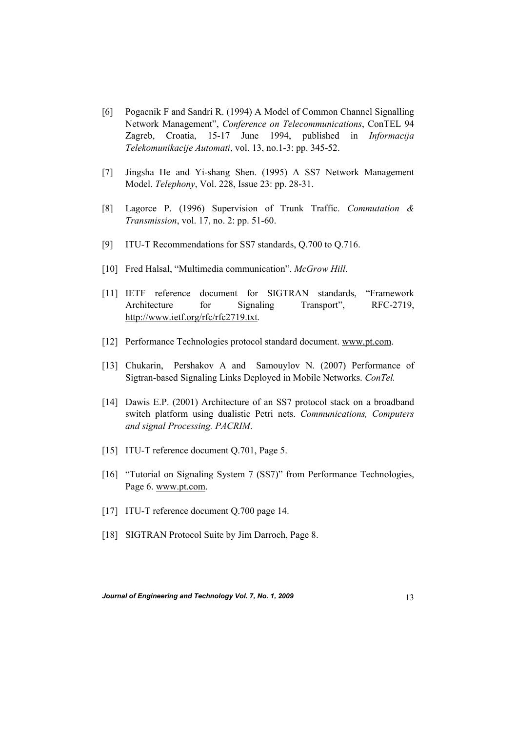[6] Pogacnik F and Sandri R. (1994) A Model of Common Channel Signalling Network Management", *Conference on Telecommunications*, ConTEL 94 Zagreb, Croatia, 15-17 June 1994, published in *Informacija Telekomunikacije Automati*, vol. 13, no.1-3: pp. 345-52.

[7] Jingsha He and Yi-shang Shen. (1995) A SS7 Network Management Model. *Telephony*, Vol. 228, Issue 23: pp. 28-31.

[8] Lagorce P. (1996) Supervision of Trunk Traffic. *Commutation & Transmission*, vol. 17, no. 2: pp. 51-60.

[9] ITU-T Recommendations for SS7 standards, Q.700 to Q.716.

[10] Fred Halsal, "Multimedia communication". *McGrow Hill*.

[11] IETF reference document for SIGTRAN standards, "Framework Architecture for Signaling Transport", RFC-2719, http://www.ietf.org/rfc/rfc2719.txt.

[12] Performance Technologies protocol standard document. www.pt.com.

[13] Chukarin, Pershakov A and Samouylov N. (2007) Performance of Sigtran-based Signaling Links Deployed in Mobile Networks. *ConTel.*

[14] Dawis E.P. (2001) Architecture of an SS7 protocol stack on a broadband switch platform using dualistic Petri nets. *Communications, Computers and signal Processing. PACRIM*.

[15] ITU-T reference document Q.701, Page 5.

[16] "Tutorial on Signaling System 7 (SS7)" from Performance Technologies, Page 6. www.pt.com.

[17] ITU-T reference document Q.700 page 14.

[18] SIGTRAN Protocol Suite by Jim Darroch, Page 8.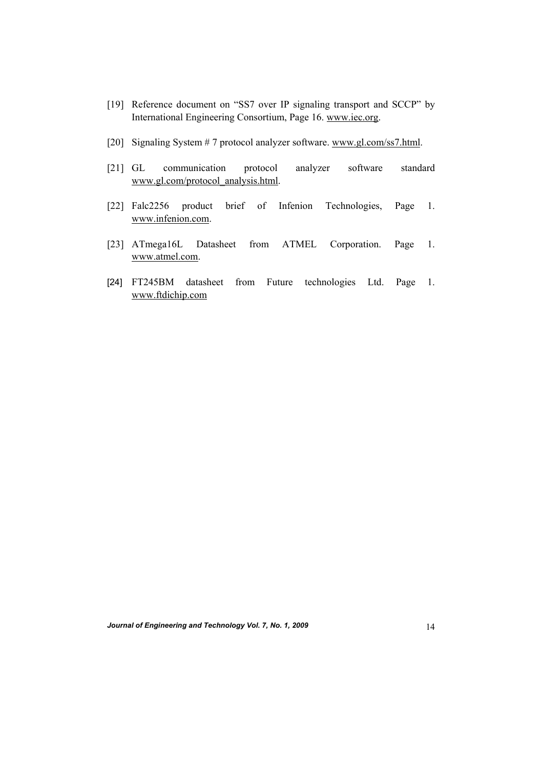[19] Reference document on "SS7 over IP signaling transport and SCCP" by International Engineering Consortium, Page 16. www.iec.org.

[20] Signaling System # 7 protocol analyzer software. www.gl.com/ss7.html.

[21] GL communication protocol analyzer software standard www.gl.com/protocol_analysis.html.

[22] Falc2256 product brief of Infenion Technologies, Page 1. www.infenion.com.

[23] ATmega16L Datasheet from ATMEL Corporation. Page 1. www.atmel.com.

[24] FT245BM datasheet from Future technologies Ltd. Page 1. www.ftdichip.com